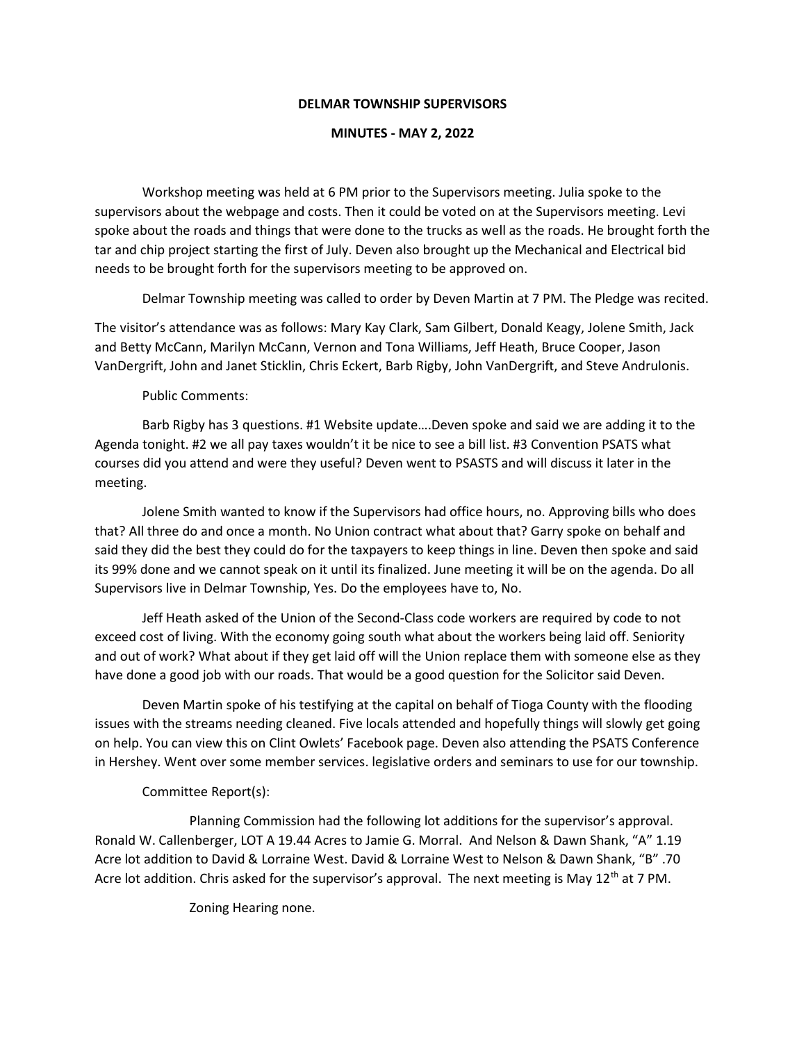**DELMAR TOWNSHIP SUPERVISORS**

**MINUTES - MAY 2, 2022**

Workshop meeting was held at 6 PM prior to the Supervisors meeting. Julia spoke to the supervisors about the webpage and costs. Then it could be voted on at the Supervisors meeting. Levi spoke about the roads and things that were done to the trucks as well as the roads. He brought forth the tar and chip project starting the first of July. Deven also brought up the Mechanical and Electrical bid needs to be brought forth for the supervisors meeting to be approved on.

Delmar Township meeting was called to order by Deven Martin at 7 PM. The Pledge was recited.

The visitor's attendance was as follows: Mary Kay Clark, Sam Gilbert, Donald Keagy, Jolene Smith, Jack and Betty McCann, Marilyn McCann, Vernon and Tona Williams, Jeff Heath, Bruce Cooper, Jason VanDergrift, John and Janet Sticklin, Chris Eckert, Barb Rigby, John VanDergrift, and Steve Andrulonis.

Public Comments:

Barb Rigby has 3 questions. #1 Website update….Deven spoke and said we are adding it to the Agenda tonight. #2 we all pay taxes wouldn't it be nice to see a bill list. #3 Convention PSATS what courses did you attend and were they useful? Deven went to PSASTS and will discuss it later in the meeting.

Jolene Smith wanted to know if the Supervisors had office hours, no. Approving bills who does that? All three do and once a month. No Union contract what about that? Garry spoke on behalf and said they did the best they could do for the taxpayers to keep things in line. Deven then spoke and said its 99% done and we cannot speak on it until its finalized. June meeting it will be on the agenda. Do all Supervisors live in Delmar Township, Yes. Do the employees have to, No.

Jeff Heath asked of the Union of the Second-Class code workers are required by code to not exceed cost of living. With the economy going south what about the workers being laid off. Seniority and out of work? What about if they get laid off will the Union replace them with someone else as they have done a good job with our roads. That would be a good question for the Solicitor said Deven.

Deven Martin spoke of his testifying at the capital on behalf of Tioga County with the flooding issues with the streams needing cleaned. Five locals attended and hopefully things will slowly get going on help. You can view this on Clint Owlets' Facebook page. Deven also attending the PSATS Conference in Hershey. Went over some member services. legislative orders and seminars to use for our township.

Committee Report(s):

Planning Commission had the following lot additions for the supervisor's approval. Ronald W. Callenberger, LOT A 19.44 Acres to Jamie G. Morral. And Nelson & Dawn Shank, "A" 1.19 Acre lot addition to David & Lorraine West. David & Lorraine West to Nelson & Dawn Shank, "B" .70 Acre lot addition. Chris asked for the supervisor's approval. The next meeting is May 12th at 7 PM.

Zoning Hearing none.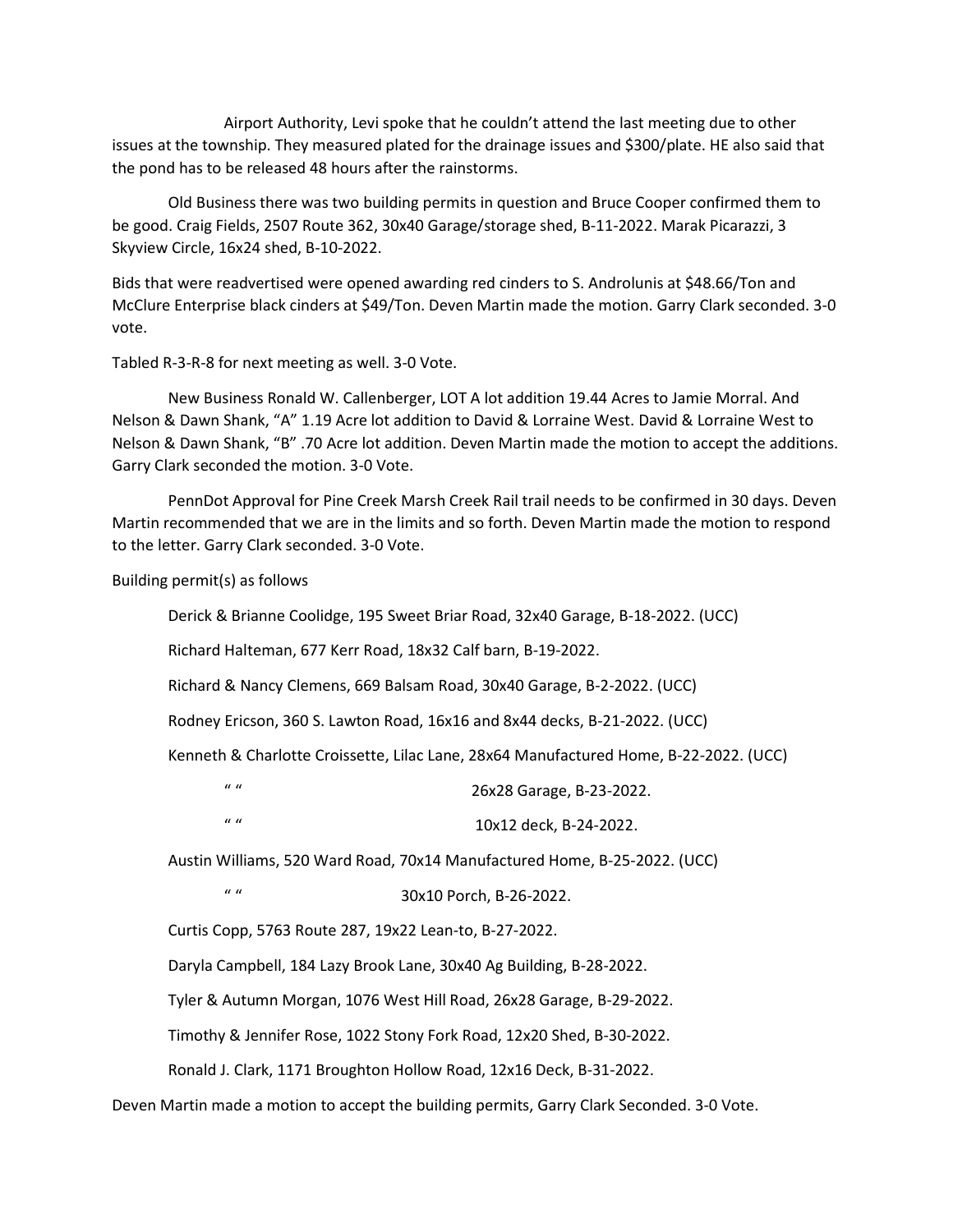Airport Authority, Levi spoke that he couldn't attend the last meeting due to other issues at the township. They measured plated for the drainage issues and $300/plate. HE also said that the pond has to be released 48 hours after the rainstorms.

Old Business there was two building permits in question and Bruce Cooper confirmed them to be good. Craig Fields, 2507 Route 362, 30x40 Garage/storage shed, B-11-2022. Marak Picarazzi, 3 Skyview Circle, 16x24 shed, B-10-2022.

Bids that were readvertised were opened awarding red cinders to S. Androlunis at $48.66/Ton and McClure Enterprise black cinders at $49/Ton. Deven Martin made the motion. Garry Clark seconded. 3-0 vote.

Tabled R-3-R-8 for next meeting as well. 3-0 Vote.

New Business Ronald W. Callenberger, LOT A lot addition 19.44 Acres to Jamie Morral. And Nelson & Dawn Shank, "A" 1.19 Acre lot addition to David & Lorraine West. David & Lorraine West to Nelson & Dawn Shank, "B" .70 Acre lot addition. Deven Martin made the motion to accept the additions. Garry Clark seconded the motion. 3-0 Vote.

PennDot Approval for Pine Creek Marsh Creek Rail trail needs to be confirmed in 30 days. Deven Martin recommended that we are in the limits and so forth. Deven Martin made the motion to respond to the letter. Garry Clark seconded. 3-0 Vote.

Building permit(s) as follows

Derick & Brianne Coolidge, 195 Sweet Briar Road, 32x40 Garage, B-18-2022. (UCC)

Richard Halteman, 677 Kerr Road, 18x32 Calf barn, B-19-2022.

Richard & Nancy Clemens, 669 Balsam Road, 30x40 Garage, B-2-2022. (UCC)

Rodney Ericson, 360 S. Lawton Road, 16x16 and 8x44 decks, B-21-2022. (UCC)

Kenneth & Charlotte Croissette, Lilac Lane, 28x64 Manufactured Home, B-22-2022. (UCC)

" " 26x28 Garage, B-23-2022.

" " 10x12 deck, B-24-2022.

Austin Williams, 520 Ward Road, 70x14 Manufactured Home, B-25-2022. (UCC)

" " 30x10 Porch, B-26-2022.

Curtis Copp, 5763 Route 287, 19x22 Lean-to, B-27-2022.

Daryla Campbell, 184 Lazy Brook Lane, 30x40 Ag Building, B-28-2022.

Tyler & Autumn Morgan, 1076 West Hill Road, 26x28 Garage, B-29-2022.

Timothy & Jennifer Rose, 1022 Stony Fork Road, 12x20 Shed, B-30-2022.

Ronald J. Clark, 1171 Broughton Hollow Road, 12x16 Deck, B-31-2022.

Deven Martin made a motion to accept the building permits, Garry Clark Seconded. 3-0 Vote.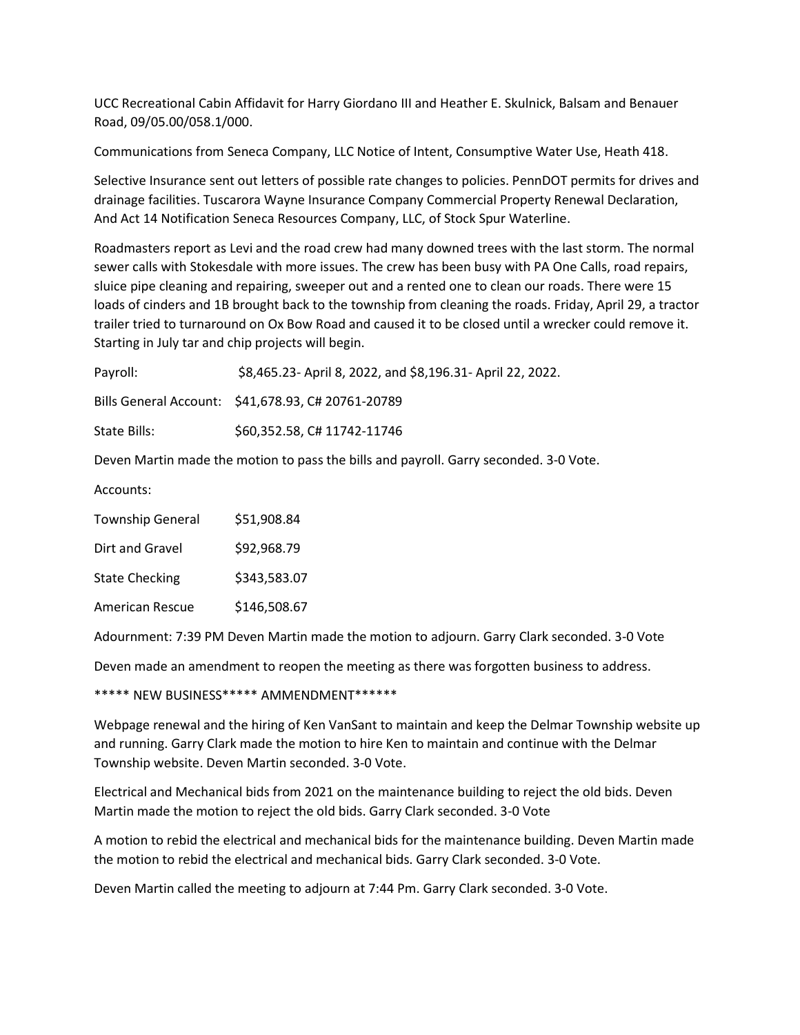UCC Recreational Cabin Affidavit for Harry Giordano III and Heather E. Skulnick, Balsam and Benauer Road, 09/05.00/058.1/000.

Communications from Seneca Company, LLC Notice of Intent, Consumptive Water Use, Heath 418.

Selective Insurance sent out letters of possible rate changes to policies. PennDOT permits for drives and drainage facilities. Tuscarora Wayne Insurance Company Commercial Property Renewal Declaration, And Act 14 Notification Seneca Resources Company, LLC, of Stock Spur Waterline.

Roadmasters report as Levi and the road crew had many downed trees with the last storm. The normal sewer calls with Stokesdale with more issues. The crew has been busy with PA One Calls, road repairs, sluice pipe cleaning and repairing, sweeper out and a rented one to clean our roads. There were 15 loads of cinders and 1B brought back to the township from cleaning the roads. Friday, April 29, a tractor trailer tried to turnaround on Ox Bow Road and caused it to be closed until a wrecker could remove it. Starting in July tar and chip projects will begin.

| | |
|---|---|
| Payroll: | $8,465.23- April 8, 2022, and $8,196.31- April 22, 2022. |
| Bills General Account: | $41,678.93, C# 20761-20789 |
| State Bills: | $60,352.58, C# 11742-11746 |

Deven Martin made the motion to pass the bills and payroll. Garry seconded. 3-0 Vote.

Accounts:

| | |
|---|---|
| Township General | $51,908.84 |
| Dirt and Gravel | $92,968.79 |
| State Checking | $343,583.07 |
| American Rescue | $146,508.67 |

Adournment: 7:39 PM Deven Martin made the motion to adjourn. Garry Clark seconded. 3-0 Vote

Deven made an amendment to reopen the meeting as there was forgotten business to address.

***** NEW BUSINESS***** AMMENDMENT******

Webpage renewal and the hiring of Ken VanSant to maintain and keep the Delmar Township website up and running. Garry Clark made the motion to hire Ken to maintain and continue with the Delmar Township website. Deven Martin seconded. 3-0 Vote.

Electrical and Mechanical bids from 2021 on the maintenance building to reject the old bids. Deven Martin made the motion to reject the old bids. Garry Clark seconded. 3-0 Vote

A motion to rebid the electrical and mechanical bids for the maintenance building. Deven Martin made the motion to rebid the electrical and mechanical bids. Garry Clark seconded. 3-0 Vote.

Deven Martin called the meeting to adjourn at 7:44 Pm. Garry Clark seconded. 3-0 Vote.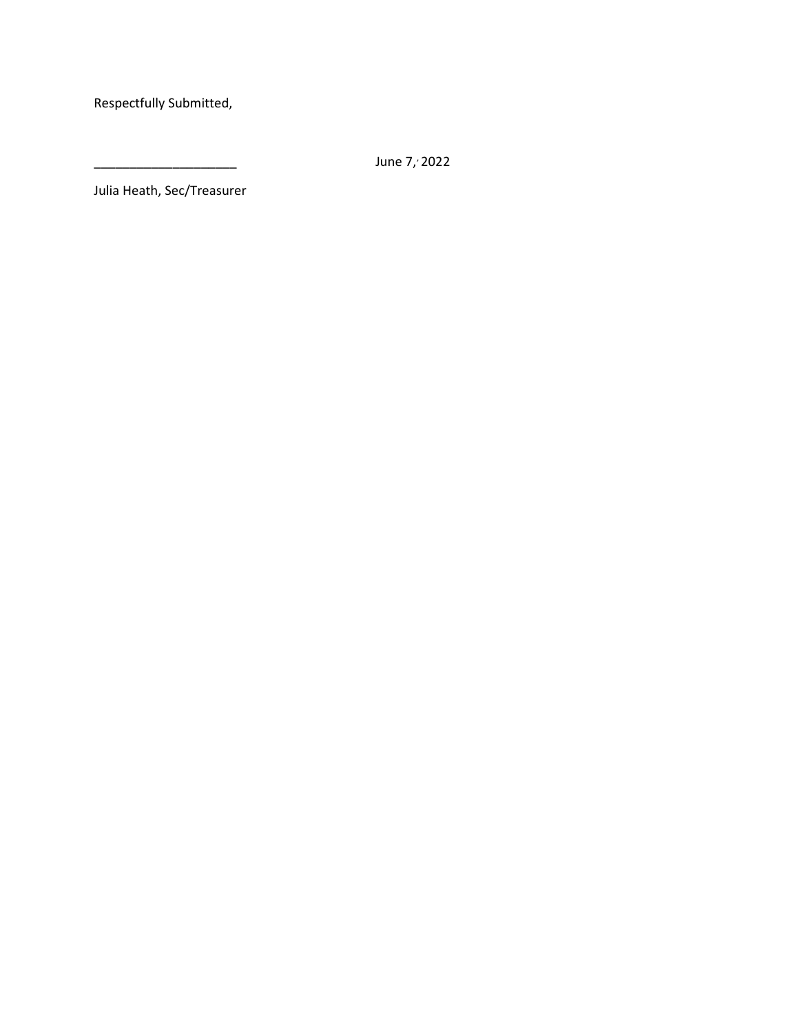Respectfully Submitted,

____________________                June 7, 2022

Julia Heath, Sec/Treasurer